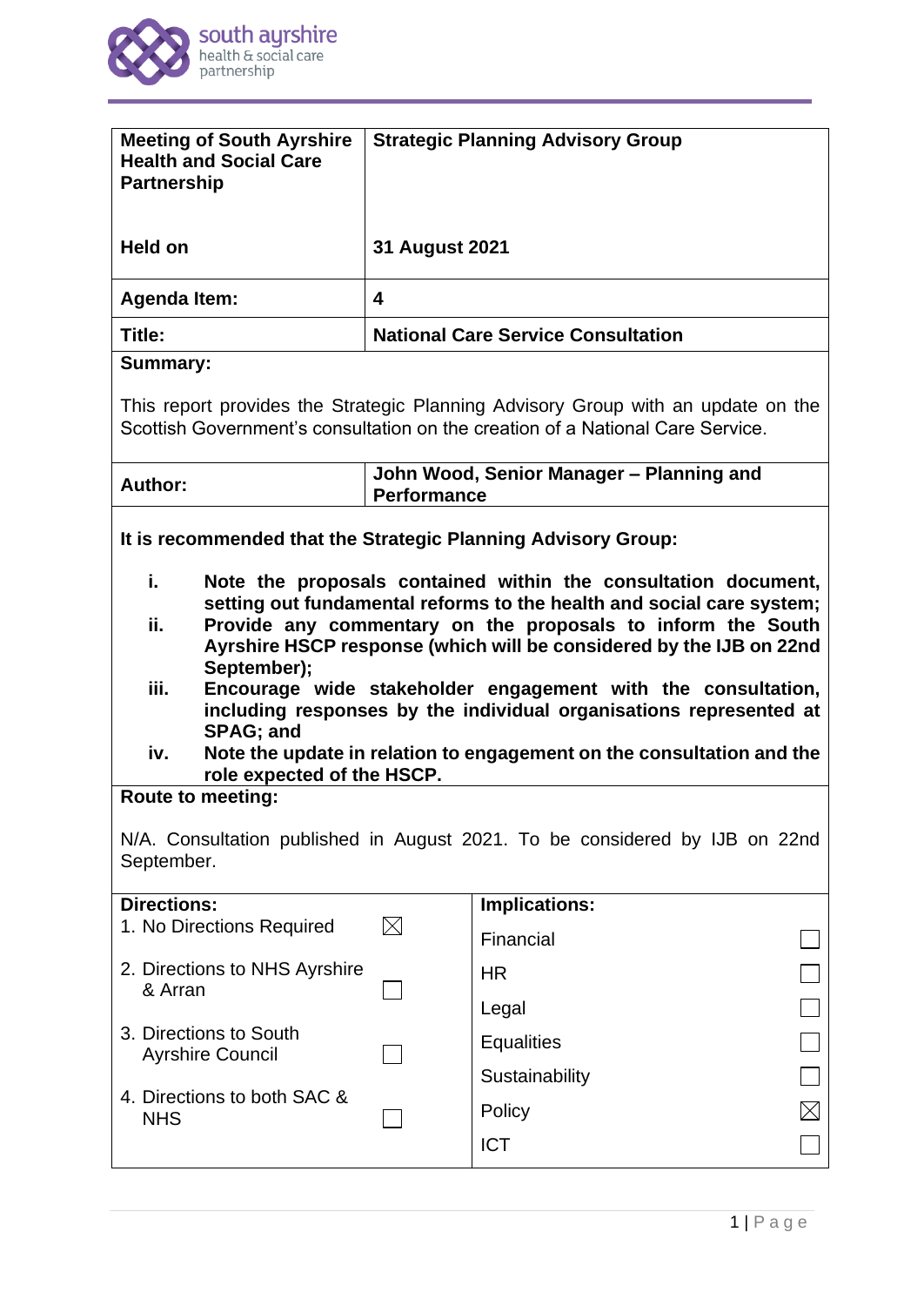south ayrshire health & social care partnership

| Meeting of South Ayrshire Health and Social Care Partnership | Strategic Planning Advisory Group |
|---|---|
| **Held on** | **31 August 2021** |
| **Agenda Item:** | **4** |
| **Title:** | **National Care Service Consultation** |

**Summary:**

This report provides the Strategic Planning Advisory Group with an update on the Scottish Government's consultation on the creation of a National Care Service.

| **Author:** | **John Wood, Senior Manager – Planning and Performance** |
|---|---|

**It is recommended that the Strategic Planning Advisory Group:**

- **i. Note the proposals contained within the consultation document, setting out fundamental reforms to the health and social care system;**
- **ii. Provide any commentary on the proposals to inform the South Ayrshire HSCP response (which will be considered by the IJB on 22nd September);**
- **iii. Encourage wide stakeholder engagement with the consultation, including responses by the individual organisations represented at SPAG; and**
- **iv. Note the update in relation to engagement on the consultation and the role expected of the HSCP.**

**Route to meeting:**

N/A. Consultation published in August 2021. To be considered by IJB on 22nd September.

| **Directions:** | | **Implications:** | |
|---|---|---|---|
| 1. No Directions Required | ☒ | Financial | ☐ |
| 2. Directions to NHS Ayrshire & Arran | ☐ | HR | ☐ |
| | | Legal | ☐ |
| 3. Directions to South Ayrshire Council | ☐ | Equalities | ☐ |
| | | Sustainability | ☐ |
| 4. Directions to both SAC & NHS | ☐ | Policy | ☒ |
| | | ICT | ☐ |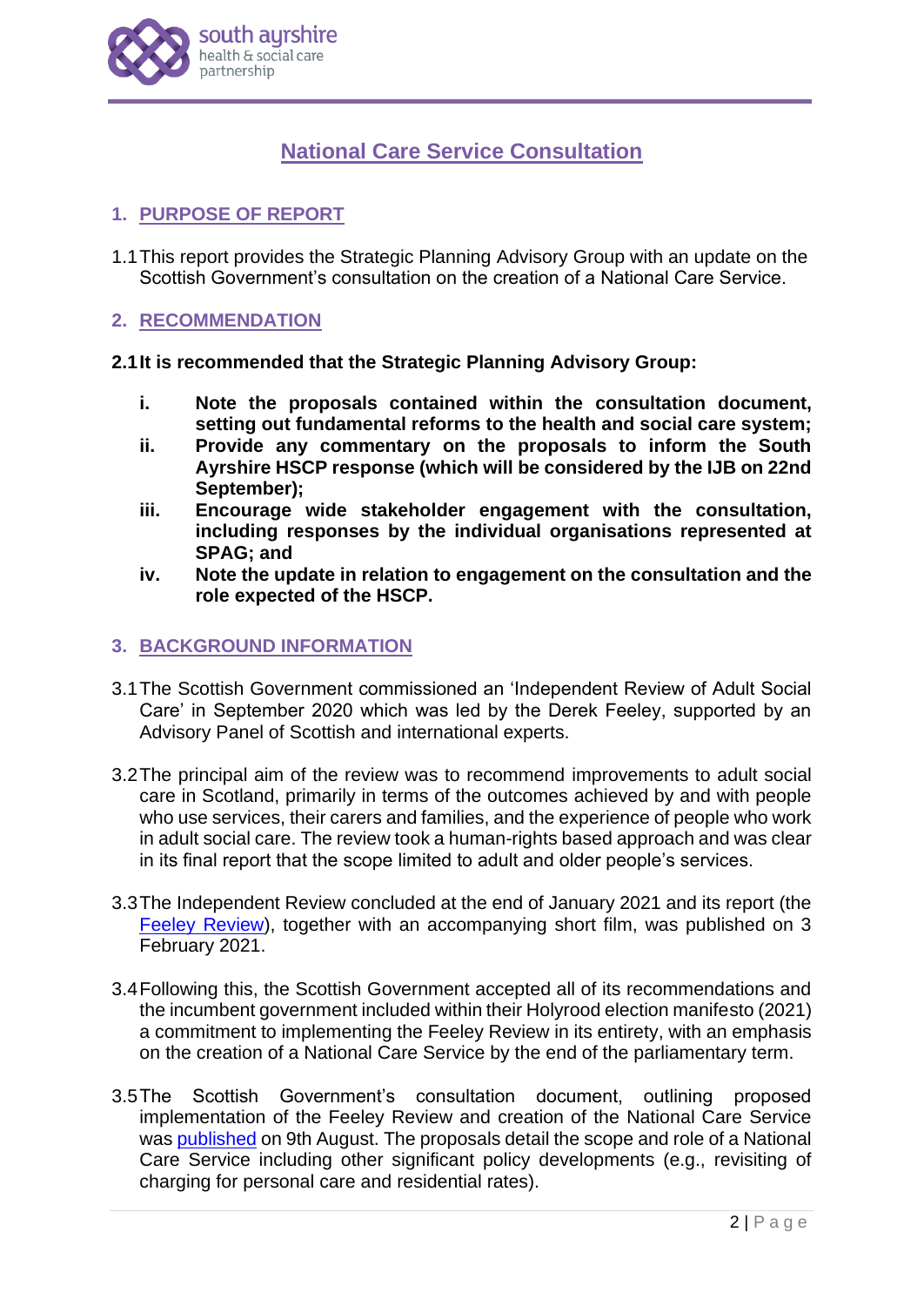# National Care Service Consultation

## 1. PURPOSE OF REPORT

1.1 This report provides the Strategic Planning Advisory Group with an update on the Scottish Government's consultation on the creation of a National Care Service.

## 2. RECOMMENDATION

**2.1 It is recommended that the Strategic Planning Advisory Group:**

**i. Note the proposals contained within the consultation document, setting out fundamental reforms to the health and social care system;**

**ii. Provide any commentary on the proposals to inform the South Ayrshire HSCP response (which will be considered by the IJB on 22nd September);**

**iii. Encourage wide stakeholder engagement with the consultation, including responses by the individual organisations represented at SPAG; and**

**iv. Note the update in relation to engagement on the consultation and the role expected of the HSCP.**

## 3. BACKGROUND INFORMATION

3.1 The Scottish Government commissioned an 'Independent Review of Adult Social Care' in September 2020 which was led by the Derek Feeley, supported by an Advisory Panel of Scottish and international experts.

3.2 The principal aim of the review was to recommend improvements to adult social care in Scotland, primarily in terms of the outcomes achieved by and with people who use services, their carers and families, and the experience of people who work in adult social care. The review took a human-rights based approach and was clear in its final report that the scope limited to adult and older people's services.

3.3 The Independent Review concluded at the end of January 2021 and its report (the Feeley Review), together with an accompanying short film, was published on 3 February 2021.

3.4 Following this, the Scottish Government accepted all of its recommendations and the incumbent government included within their Holyrood election manifesto (2021) a commitment to implementing the Feeley Review in its entirety, with an emphasis on the creation of a National Care Service by the end of the parliamentary term.

3.5 The Scottish Government's consultation document, outlining proposed implementation of the Feeley Review and creation of the National Care Service was published on 9th August. The proposals detail the scope and role of a National Care Service including other significant policy developments (e.g., revisiting of charging for personal care and residential rates).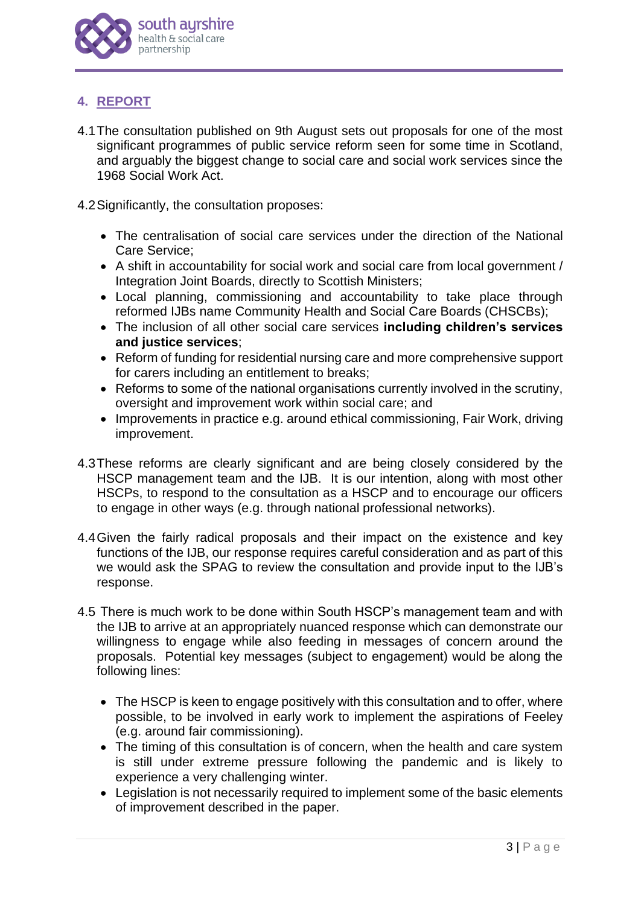## 4. REPORT

4.1 The consultation published on 9th August sets out proposals for one of the most significant programmes of public service reform seen for some time in Scotland, and arguably the biggest change to social care and social work services since the 1968 Social Work Act.

4.2 Significantly, the consultation proposes:

- The centralisation of social care services under the direction of the National Care Service;
- A shift in accountability for social work and social care from local government / Integration Joint Boards, directly to Scottish Ministers;
- Local planning, commissioning and accountability to take place through reformed IJBs name Community Health and Social Care Boards (CHSCBs);
- The inclusion of all other social care services **including children's services and justice services**;
- Reform of funding for residential nursing care and more comprehensive support for carers including an entitlement to breaks;
- Reforms to some of the national organisations currently involved in the scrutiny, oversight and improvement work within social care; and
- Improvements in practice e.g. around ethical commissioning, Fair Work, driving improvement.

4.3 These reforms are clearly significant and are being closely considered by the HSCP management team and the IJB. It is our intention, along with most other HSCPs, to respond to the consultation as a HSCP and to encourage our officers to engage in other ways (e.g. through national professional networks).

4.4 Given the fairly radical proposals and their impact on the existence and key functions of the IJB, our response requires careful consideration and as part of this we would ask the SPAG to review the consultation and provide input to the IJB's response.

4.5 There is much work to be done within South HSCP's management team and with the IJB to arrive at an appropriately nuanced response which can demonstrate our willingness to engage while also feeding in messages of concern around the proposals. Potential key messages (subject to engagement) would be along the following lines:

- The HSCP is keen to engage positively with this consultation and to offer, where possible, to be involved in early work to implement the aspirations of Feeley (e.g. around fair commissioning).
- The timing of this consultation is of concern, when the health and care system is still under extreme pressure following the pandemic and is likely to experience a very challenging winter.
- Legislation is not necessarily required to implement some of the basic elements of improvement described in the paper.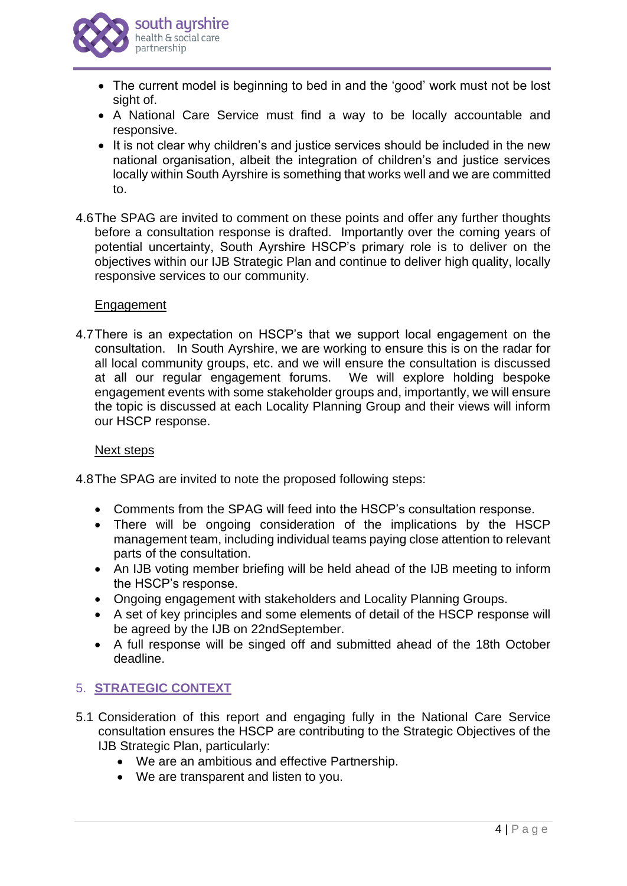- The current model is beginning to bed in and the 'good' work must not be lost sight of.
- A National Care Service must find a way to be locally accountable and responsive.
- It is not clear why children's and justice services should be included in the new national organisation, albeit the integration of children's and justice services locally within South Ayrshire is something that works well and we are committed to.

4.6 The SPAG are invited to comment on these points and offer any further thoughts before a consultation response is drafted. Importantly over the coming years of potential uncertainty, South Ayrshire HSCP's primary role is to deliver on the objectives within our IJB Strategic Plan and continue to deliver high quality, locally responsive services to our community.

<u>Engagement</u>

4.7 There is an expectation on HSCP's that we support local engagement on the consultation. In South Ayrshire, we are working to ensure this is on the radar for all local community groups, etc. and we will ensure the consultation is discussed at all our regular engagement forums. We will explore holding bespoke engagement events with some stakeholder groups and, importantly, we will ensure the topic is discussed at each Locality Planning Group and their views will inform our HSCP response.

<u>Next steps</u>

4.8 The SPAG are invited to note the proposed following steps:

- Comments from the SPAG will feed into the HSCP's consultation response.
- There will be ongoing consideration of the implications by the HSCP management team, including individual teams paying close attention to relevant parts of the consultation.
- An IJB voting member briefing will be held ahead of the IJB meeting to inform the HSCP's response.
- Ongoing engagement with stakeholders and Locality Planning Groups.
- A set of key principles and some elements of detail of the HSCP response will be agreed by the IJB on 22ndSeptember.
- A full response will be singed off and submitted ahead of the 18th October deadline.

## 5. STRATEGIC CONTEXT

5.1 Consideration of this report and engaging fully in the National Care Service consultation ensures the HSCP are contributing to the Strategic Objectives of the IJB Strategic Plan, particularly:

- We are an ambitious and effective Partnership.
- We are transparent and listen to you.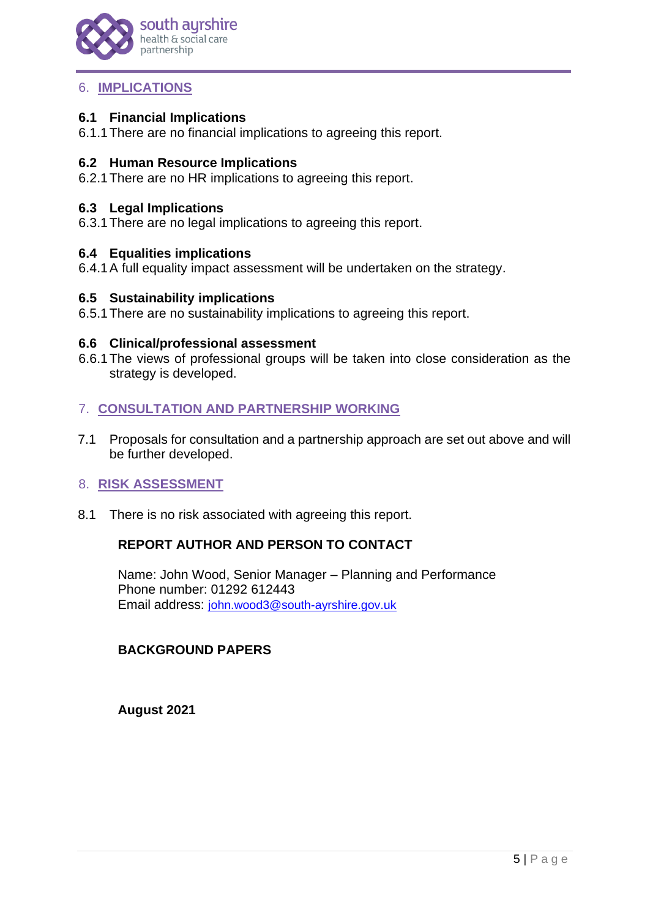## 6. IMPLICATIONS

### 6.1 Financial Implications

6.1.1 There are no financial implications to agreeing this report.

### 6.2 Human Resource Implications

6.2.1 There are no HR implications to agreeing this report.

### 6.3 Legal Implications

6.3.1 There are no legal implications to agreeing this report.

### 6.4 Equalities implications

6.4.1 A full equality impact assessment will be undertaken on the strategy.

### 6.5 Sustainability implications

6.5.1 There are no sustainability implications to agreeing this report.

### 6.6 Clinical/professional assessment

6.6.1 The views of professional groups will be taken into close consideration as the strategy is developed.

## 7. CONSULTATION AND PARTNERSHIP WORKING

7.1 Proposals for consultation and a partnership approach are set out above and will be further developed.

## 8. RISK ASSESSMENT

8.1 There is no risk associated with agreeing this report.

**REPORT AUTHOR AND PERSON TO CONTACT**

Name: John Wood, Senior Manager – Planning and Performance
Phone number: 01292 612443
Email address: john.wood3@south-ayrshire.gov.uk

**BACKGROUND PAPERS**

**August 2021**